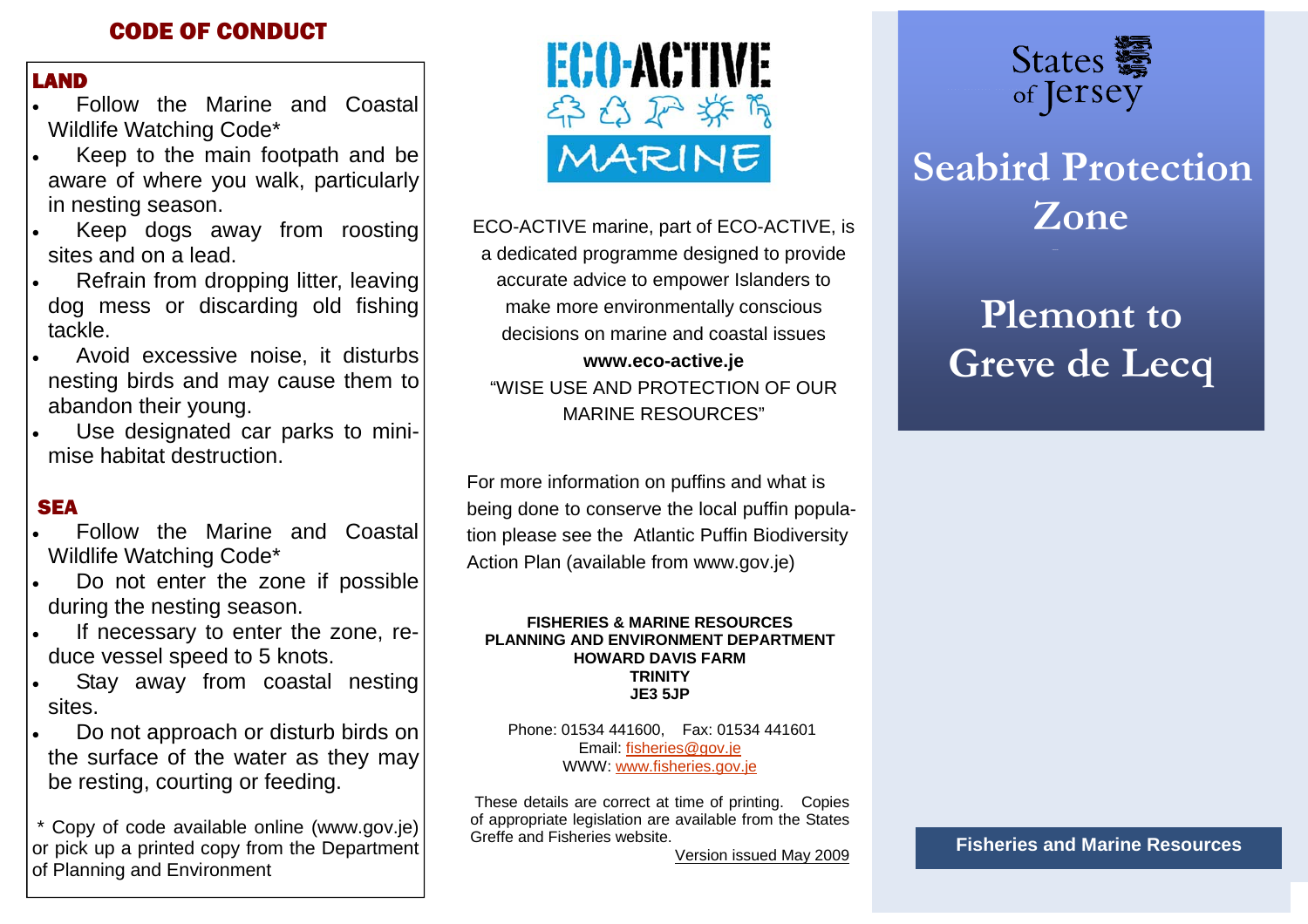## CODE OF CONDUCT

### LAND

- Follow the Marine and Coastal Wildlife Watching Code*
- Keep to the main footpath and be aware of where you walk, particularly in nesting season.
- Keep dogs away from roosting sites and on a lead.
- Refrain from dropping litter, leaving dog mess or discarding old fishing tackle.
- Avoid excessive noise, it disturbs nesting birds and may cause them to abandon their young.
- Use designated car parks to minimise habitat destruction.

### SEA

- Follow the Marine and Coastal Wildlife Watching Code*
- Do not enter the zone if possible during the nesting season.
- If necessary to enter the zone, reduce vessel speed to 5 knots.
- Stay away from coastal nesting sites.
- Do not approach or disturb birds on the surface of the water as they may be resting, courting or feeding.

* Copy of code available online (www.gov.je) or pick up a printed copy from the Department of Planning and Environment

ECO-ACTIVE MARINE

ECO-ACTIVE marine, part of ECO-ACTIVE, is a dedicated programme designed to provide accurate advice to empower Islanders to make more environmentally conscious decisions on marine and coastal issues

**www.eco-active.je**

"WISE USE AND PROTECTION OF OUR MARINE RESOURCES"

For more information on puffins and what is being done to conserve the local puffin population please see the Atlantic Puffin Biodiversity Action Plan (available from www.gov.je)

**FISHERIES & MARINE RESOURCES**
**PLANNING AND ENVIRONMENT DEPARTMENT**
**HOWARD DAVIS FARM**
**TRINITY**
**JE3 5JP**

Phone: 01534 441600, Fax: 01534 441601
Email: fisheries@gov.je
WWW: www.fisheries.gov.je

These details are correct at time of printing. Copies of appropriate legislation are available from the States Greffe and Fisheries website.

Version issued May 2009

States of Jersey

# Seabird Protection Zone

# Plemont to Greve de Lecq

**Fisheries and Marine Resources**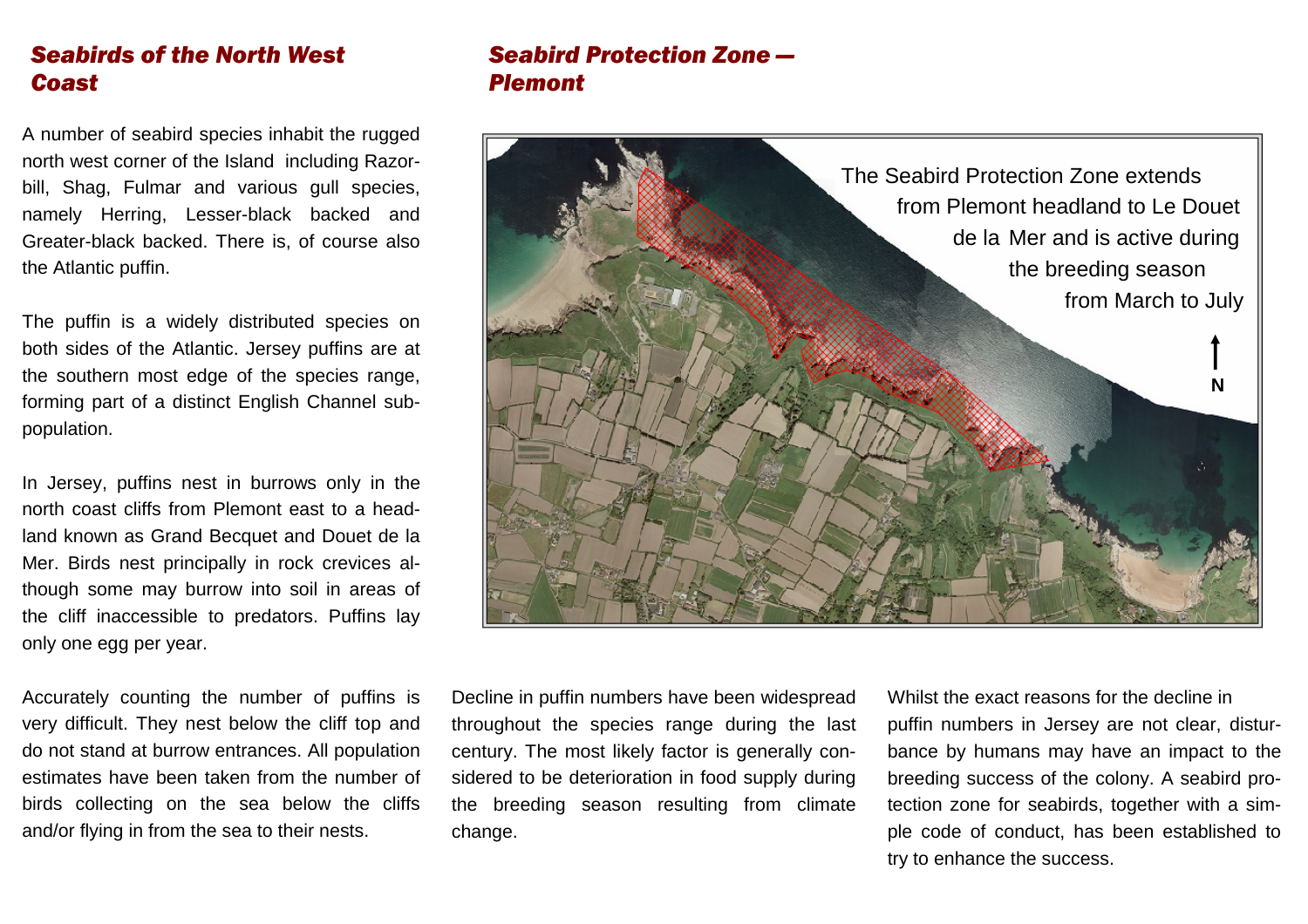## *Seabirds of the North West Coast*

A number of seabird species inhabit the rugged north west corner of the Island including Razorbill, Shag, Fulmar and various gull species, namely Herring, Lesser-black backed and Greater-black backed. There is, of course also the Atlantic puffin.

The puffin is a widely distributed species on both sides of the Atlantic. Jersey puffins are at the southern most edge of the species range, forming part of a distinct English Channel sub-population.

In Jersey, puffins nest in burrows only in the north coast cliffs from Plemont east to a headland known as Grand Becquet and Douet de la Mer. Birds nest principally in rock crevices although some may burrow into soil in areas of the cliff inaccessible to predators. Puffins lay only one egg per year.

Accurately counting the number of puffins is very difficult. They nest below the cliff top and do not stand at burrow entrances. All population estimates have been taken from the number of birds collecting on the sea below the cliffs and/or flying in from the sea to their nests.

## *Seabird Protection Zone — Plemont*

The Seabird Protection Zone extends from Plemont headland to Le Douet de la Mer and is active during the breeding season from March to July

N

Decline in puffin numbers have been widespread throughout the species range during the last century. The most likely factor is generally considered to be deterioration in food supply during the breeding season resulting from climate change.

Whilst the exact reasons for the decline in puffin numbers in Jersey are not clear, disturbance by humans may have an impact to the breeding success of the colony. A seabird protection zone for seabirds, together with a simple code of conduct, has been established to try to enhance the success.